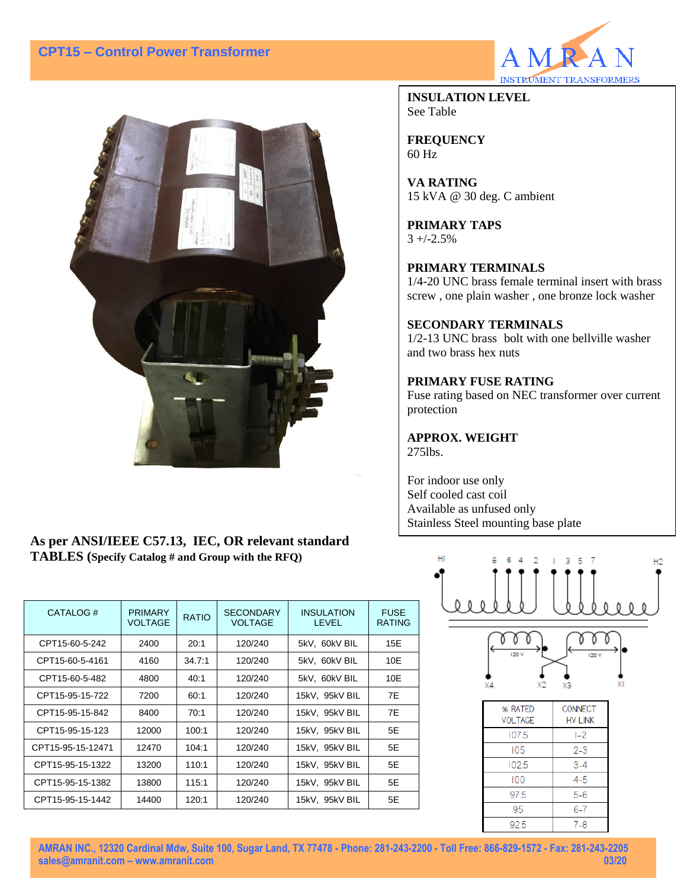# CPT15 – Control Power Transformer

AMRAN INSTRUMENT TRANSFORMERS

**INSULATION LEVEL**
See Table

**FREQUENCY**
60 Hz

**VA RATING**
15 kVA @ 30 deg. C ambient

**PRIMARY TAPS**
3 +/-2.5%

**PRIMARY TERMINALS**
1/4-20 UNC brass female terminal insert with brass screw , one plain washer , one bronze lock washer

**SECONDARY TERMINALS**
1/2-13 UNC brass bolt with one bellville washer and two brass hex nuts

**PRIMARY FUSE RATING**
Fuse rating based on NEC transformer over current protection

**APPROX. WEIGHT**
275lbs.

For indoor use only
Self cooled cast coil
Available as unfused only
Stainless Steel mounting base plate

**As per ANSI/IEEE C57.13, IEC, OR relevant standard**
**TABLES (Specify Catalog # and Group with the RFQ)**

| CATALOG # | PRIMARY VOLTAGE | RATIO | SECONDARY VOLTAGE | INSULATION LEVEL | FUSE RATING |
|---|---|---|---|---|---|
| CPT15-60-5-242 | 2400 | 20:1 | 120/240 | 5kV, 60kV BIL | 15E |
| CPT15-60-5-4161 | 4160 | 34.7:1 | 120/240 | 5kV, 60kV BIL | 10E |
| CPT15-60-5-482 | 4800 | 40:1 | 120/240 | 5kV, 60kV BIL | 10E |
| CPT15-95-15-722 | 7200 | 60:1 | 120/240 | 15kV, 95kV BIL | 7E |
| CPT15-95-15-842 | 8400 | 70:1 | 120/240 | 15kV, 95kV BIL | 7E |
| CPT15-95-15-123 | 12000 | 100:1 | 120/240 | 15kV, 95kV BIL | 5E |
| CPT15-95-15-12471 | 12470 | 104:1 | 120/240 | 15kV, 95kV BIL | 5E |
| CPT15-95-15-1322 | 13200 | 110:1 | 120/240 | 15kV, 95kV BIL | 5E |
| CPT15-95-15-1382 | 13800 | 115:1 | 120/240 | 15kV, 95kV BIL | 5E |
| CPT15-95-15-1442 | 14400 | 120:1 | 120/240 | 15kV, 95kV BIL | 5E |

H1 8 6 4 2 1 3 5 7 H2

120 V 120 V

X4 X2 X3 X1

| % RATED VOLTAGE | CONNECT HV LINK |
|---|---|
| 107.5 | 1-2 |
| 105 | 2-3 |
| 102.5 | 3-4 |
| 100 | 4-5 |
| 97.5 | 5-6 |
| 95 | 6-7 |
| 92.5 | 7-8 |

AMRAN INC., 12320 Cardinal Mdw, Suite 100, Sugar Land, TX 77478 - Phone: 281-243-2200 - Toll Free: 866-829-1572 - Fax: 281-243-2205
sales@amranit.com – www.amranit.com 03/20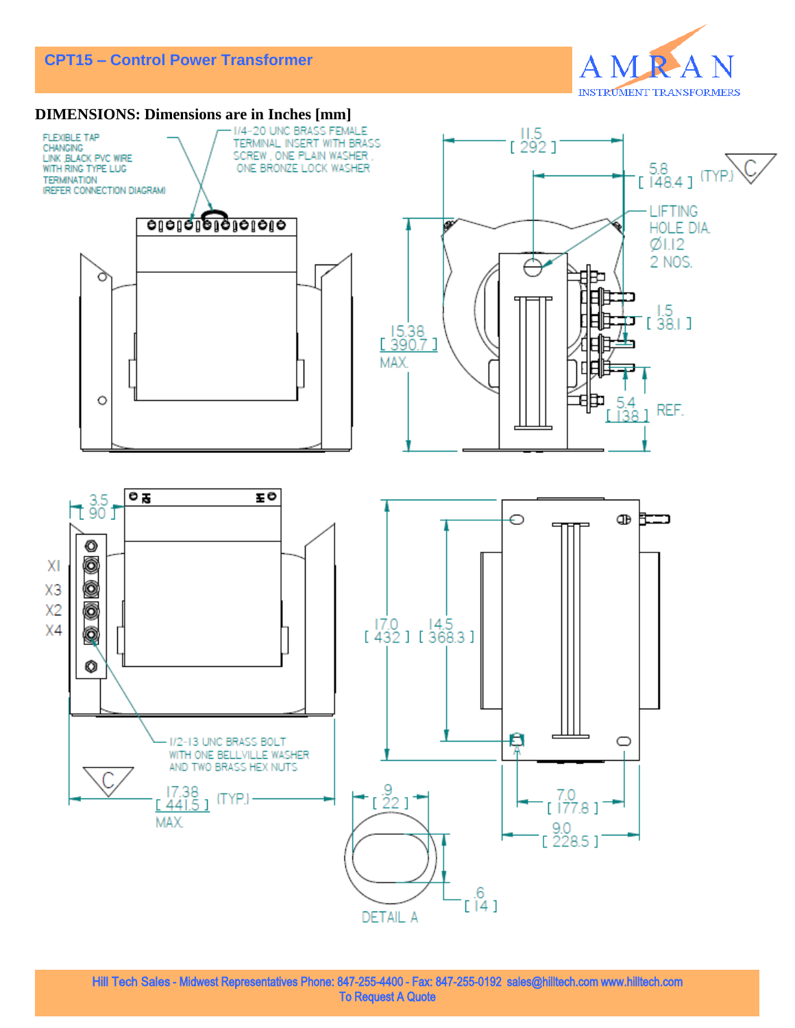## CPT15 – Control Power Transformer

AMRAN INSTRUMENT TRANSFORMERS

**DIMENSIONS: Dimensions are in Inches [mm]**

FLEXIBLE TAP CHANGING LINK ,BLACK PVC WIRE WITH RING TYPE LUG TERMINATION (REFER CONNECTION DIAGRAM)

1/4-20 UNC BRASS FEMALE TERMINAL INSERT WITH BRASS SCREW , ONE PLAIN WASHER , ONE BRONZE LOCK WASHER

11.5 [ 292 ]

5.8 [ 148.4 ] (TYP.)

C

LIFTING HOLE DIA. Ø1.12 2 NOS.

1.5 [ 38.1 ]

15.38 [ 390.7 ] MAX.

5.4 [ 138 ] REF.

3.5 [ 90 ]

X1

X3

X2

X4

17.0 [ 432 ]

14.5 [ 368.3 ]

1/2-13 UNC BRASS BOLT WITH ONE BELLVILLE WASHER AND TWO BRASS HEX NUTS

C

17.38 [ 441.5 ] (TYP.) MAX.

.9 [ 22 ]

.6 [ 14 ]

DETAIL A

7.0 [ 177.8 ]

9.0 [ 228.5 ]

Hill Tech Sales - Midwest Representatives Phone: 847-255-4400 - Fax: 847-255-0192 sales@hilltech.com www.hilltech.com
To Request A Quote